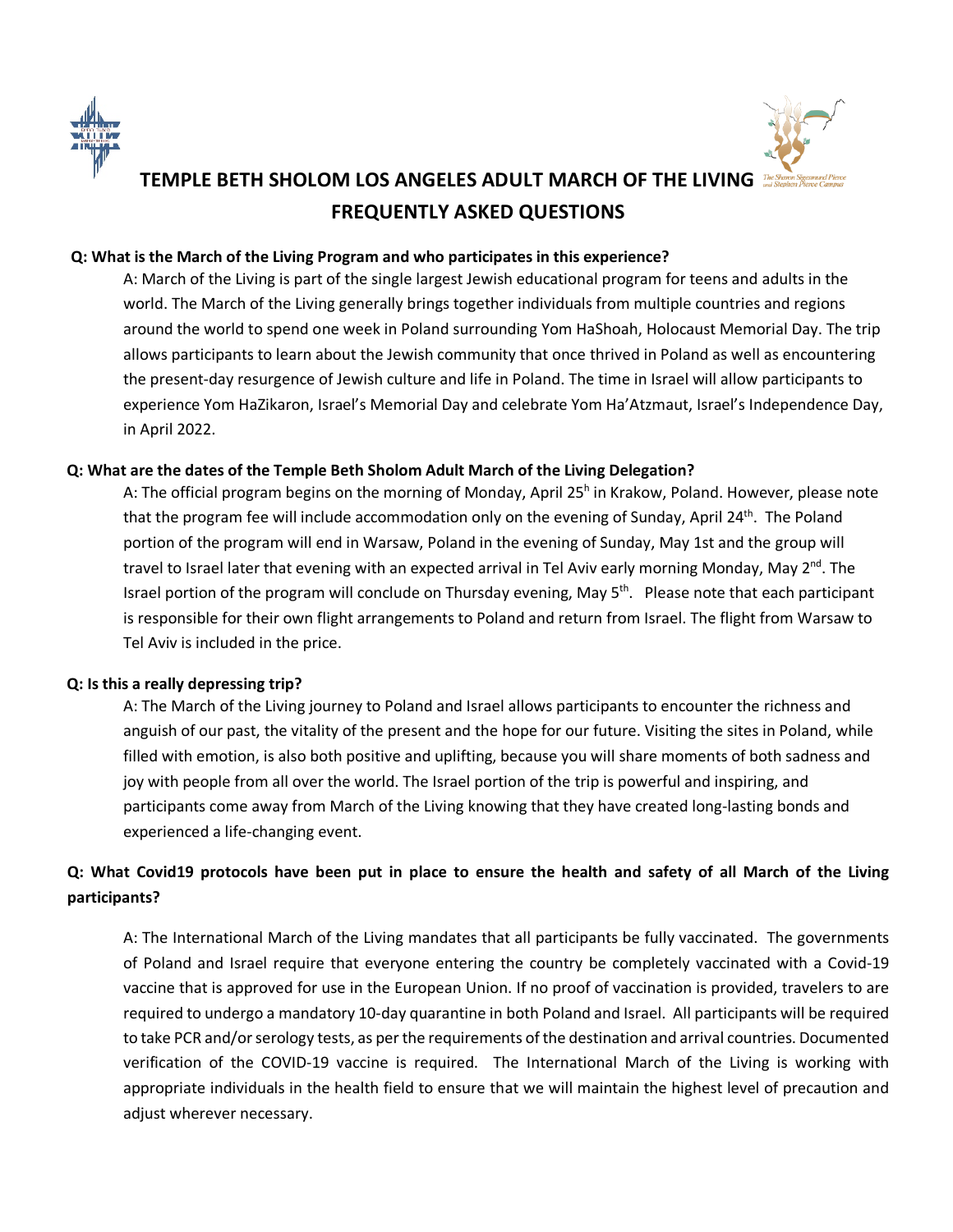# TEMPLE BETH SHOLOM LOS ANGELES ADULT MARCH OF THE LIVING FREQUENTLY ASKED QUESTIONS

**Q: What is the March of the Living Program and who participates in this experience?**

A: March of the Living is part of the single largest Jewish educational program for teens and adults in the world. The March of the Living generally brings together individuals from multiple countries and regions around the world to spend one week in Poland surrounding Yom HaShoah, Holocaust Memorial Day. The trip allows participants to learn about the Jewish community that once thrived in Poland as well as encountering the present-day resurgence of Jewish culture and life in Poland. The time in Israel will allow participants to experience Yom HaZikaron, Israel's Memorial Day and celebrate Yom Ha'Atzmaut, Israel's Independence Day, in April 2022.

**Q: What are the dates of the Temple Beth Sholom Adult March of the Living Delegation?**

A: The official program begins on the morning of Monday, April 25h in Krakow, Poland. However, please note that the program fee will include accommodation only on the evening of Sunday, April 24th. The Poland portion of the program will end in Warsaw, Poland in the evening of Sunday, May 1st and the group will travel to Israel later that evening with an expected arrival in Tel Aviv early morning Monday, May 2nd. The Israel portion of the program will conclude on Thursday evening, May 5th. Please note that each participant is responsible for their own flight arrangements to Poland and return from Israel. The flight from Warsaw to Tel Aviv is included in the price.

**Q: Is this a really depressing trip?**

A: The March of the Living journey to Poland and Israel allows participants to encounter the richness and anguish of our past, the vitality of the present and the hope for our future. Visiting the sites in Poland, while filled with emotion, is also both positive and uplifting, because you will share moments of both sadness and joy with people from all over the world. The Israel portion of the trip is powerful and inspiring, and participants come away from March of the Living knowing that they have created long-lasting bonds and experienced a life-changing event.

**Q: What Covid19 protocols have been put in place to ensure the health and safety of all March of the Living participants?**

A: The International March of the Living mandates that all participants be fully vaccinated. The governments of Poland and Israel require that everyone entering the country be completely vaccinated with a Covid-19 vaccine that is approved for use in the European Union. If no proof of vaccination is provided, travelers to are required to undergo a mandatory 10-day quarantine in both Poland and Israel. All participants will be required to take PCR and/or serology tests, as per the requirements of the destination and arrival countries. Documented verification of the COVID-19 vaccine is required. The International March of the Living is working with appropriate individuals in the health field to ensure that we will maintain the highest level of precaution and adjust wherever necessary.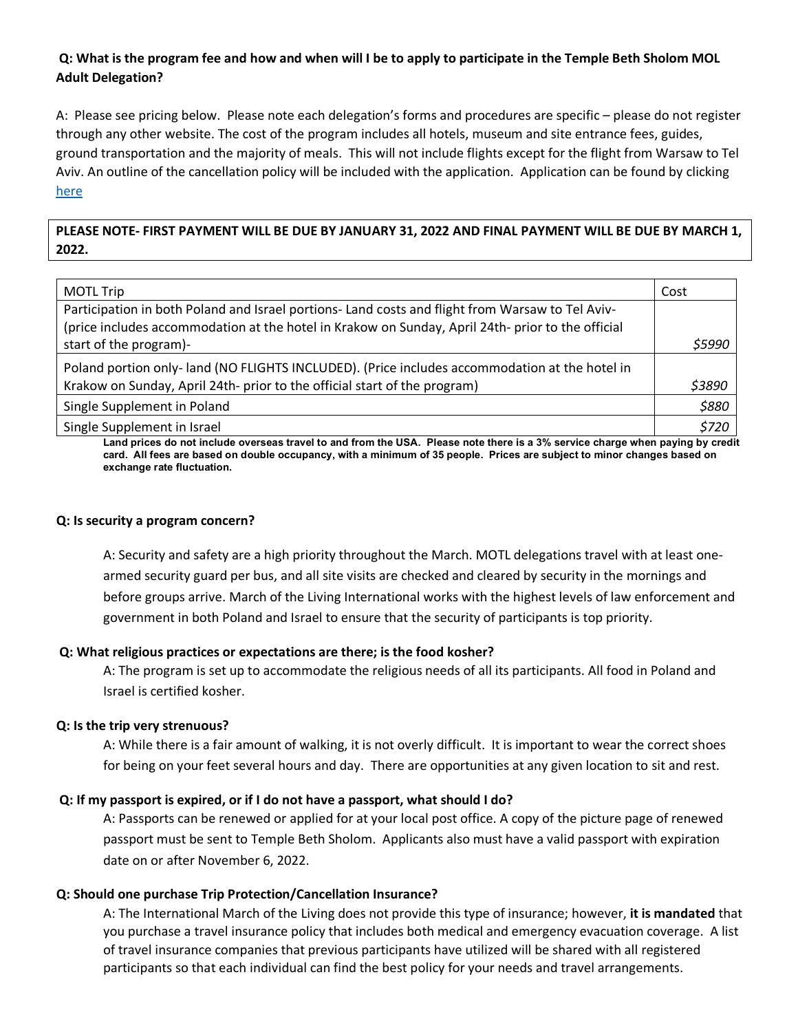**Q: What is the program fee and how and when will I be to apply to participate in the Temple Beth Sholom MOL Adult Delegation?**

A: Please see pricing below. Please note each delegation's forms and procedures are specific – please do not register through any other website. The cost of the program includes all hotels, museum and site entrance fees, guides, ground transportation and the majority of meals. This will not include flights except for the flight from Warsaw to Tel Aviv. An outline of the cancellation policy will be included with the application. Application can be found by clicking here

**PLEASE NOTE- FIRST PAYMENT WILL BE DUE BY JANUARY 31, 2022 AND FINAL PAYMENT WILL BE DUE BY MARCH 1, 2022.**

| MOTL Trip | Cost |
|---|---|
| Participation in both Poland and Israel portions- Land costs and flight from Warsaw to Tel Aviv- (price includes accommodation at the hotel in Krakow on Sunday, April 24th- prior to the official start of the program)- | *$5990* |
| Poland portion only- land (NO FLIGHTS INCLUDED). (Price includes accommodation at the hotel in Krakow on Sunday, April 24th- prior to the official start of the program) | *$3890* |
| Single Supplement in Poland | *$880* |
| Single Supplement in Israel | *$720* |

**Land prices do not include overseas travel to and from the USA. Please note there is a 3% service charge when paying by credit card. All fees are based on double occupancy, with a minimum of 35 people. Prices are subject to minor changes based on exchange rate fluctuation.**

**Q: Is security a program concern?**

A: Security and safety are a high priority throughout the March. MOTL delegations travel with at least one-armed security guard per bus, and all site visits are checked and cleared by security in the mornings and before groups arrive. March of the Living International works with the highest levels of law enforcement and government in both Poland and Israel to ensure that the security of participants is top priority.

**Q: What religious practices or expectations are there; is the food kosher?**

A: The program is set up to accommodate the religious needs of all its participants. All food in Poland and Israel is certified kosher.

**Q: Is the trip very strenuous?**

A: While there is a fair amount of walking, it is not overly difficult. It is important to wear the correct shoes for being on your feet several hours and day. There are opportunities at any given location to sit and rest.

**Q: If my passport is expired, or if I do not have a passport, what should I do?**

A: Passports can be renewed or applied for at your local post office. A copy of the picture page of renewed passport must be sent to Temple Beth Sholom. Applicants also must have a valid passport with expiration date on or after November 6, 2022.

**Q: Should one purchase Trip Protection/Cancellation Insurance?**

A: The International March of the Living does not provide this type of insurance; however, **it is mandated** that you purchase a travel insurance policy that includes both medical and emergency evacuation coverage. A list of travel insurance companies that previous participants have utilized will be shared with all registered participants so that each individual can find the best policy for your needs and travel arrangements.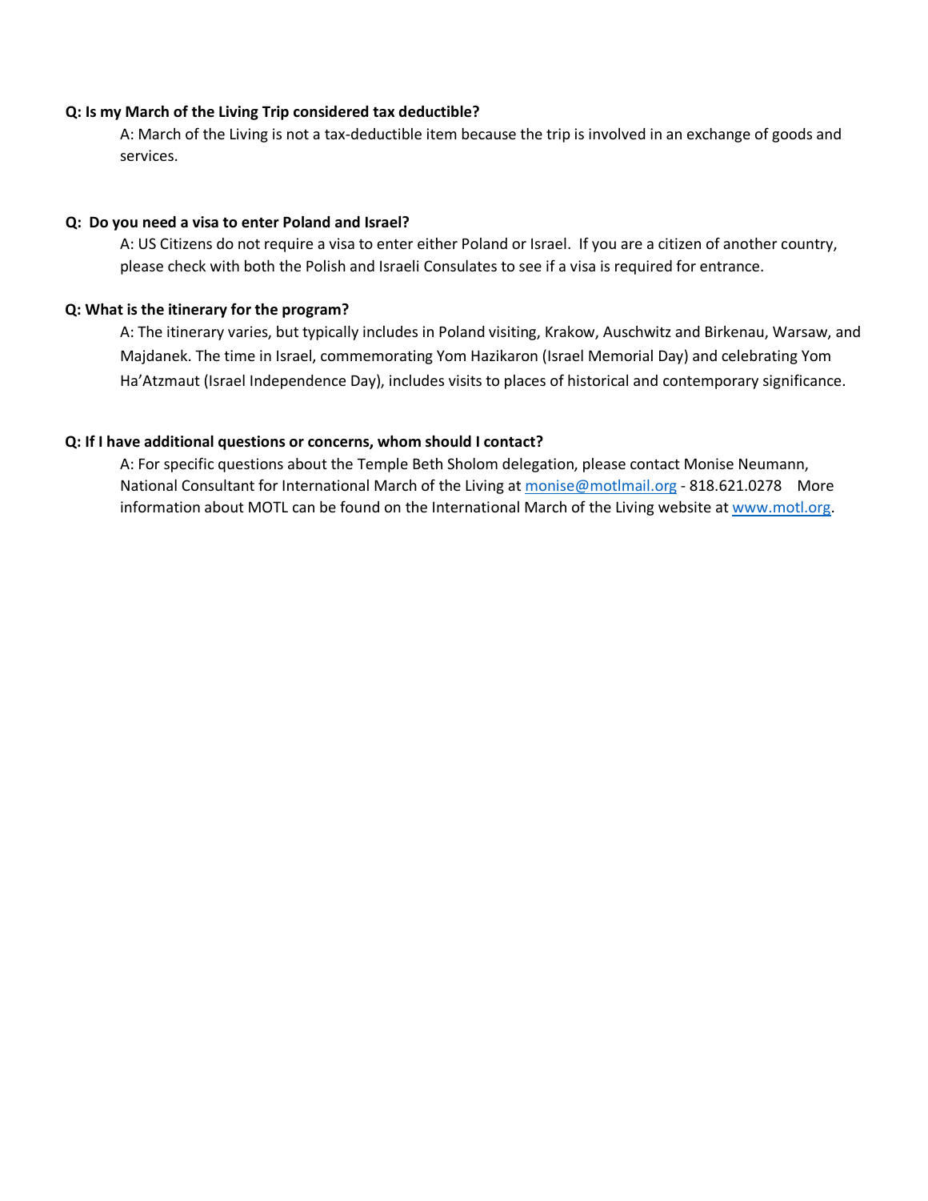**Q: Is my March of the Living Trip considered tax deductible?**

A: March of the Living is not a tax-deductible item because the trip is involved in an exchange of goods and services.

**Q: Do you need a visa to enter Poland and Israel?**

A: US Citizens do not require a visa to enter either Poland or Israel. If you are a citizen of another country, please check with both the Polish and Israeli Consulates to see if a visa is required for entrance.

**Q: What is the itinerary for the program?**

A: The itinerary varies, but typically includes in Poland visiting, Krakow, Auschwitz and Birkenau, Warsaw, and Majdanek. The time in Israel, commemorating Yom Hazikaron (Israel Memorial Day) and celebrating Yom Ha'Atzmaut (Israel Independence Day), includes visits to places of historical and contemporary significance.

**Q: If I have additional questions or concerns, whom should I contact?**

A: For specific questions about the Temple Beth Sholom delegation, please contact Monise Neumann, National Consultant for International March of the Living at [monise@motlmail.org](mailto:monise@motlmail.org) - 818.621.0278 More information about MOTL can be found on the International March of the Living website at [www.motl.org](http://www.motl.org).